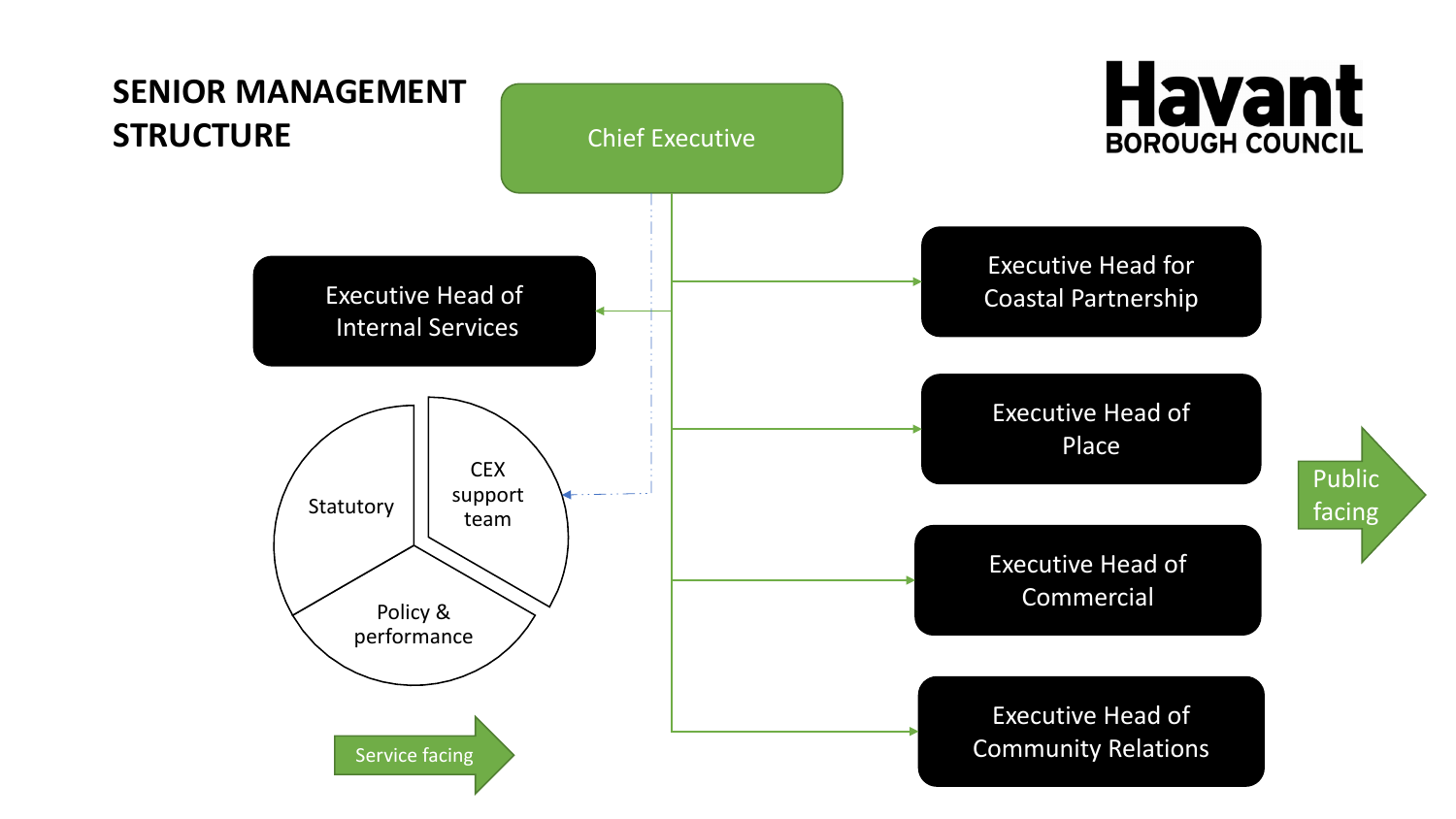# SENIOR MANAGEMENT STRUCTURE

**Havant**
**BOROUGH COUNCIL**

- Chief Executive
  - Executive Head of Internal Services
  - CEX support team
    - Statutory
    - Policy & performance
  - Executive Head for Coastal Partnership
  - Executive Head of Place
  - Executive Head of Commercial
  - Executive Head of Community Relations

Service facing

Public facing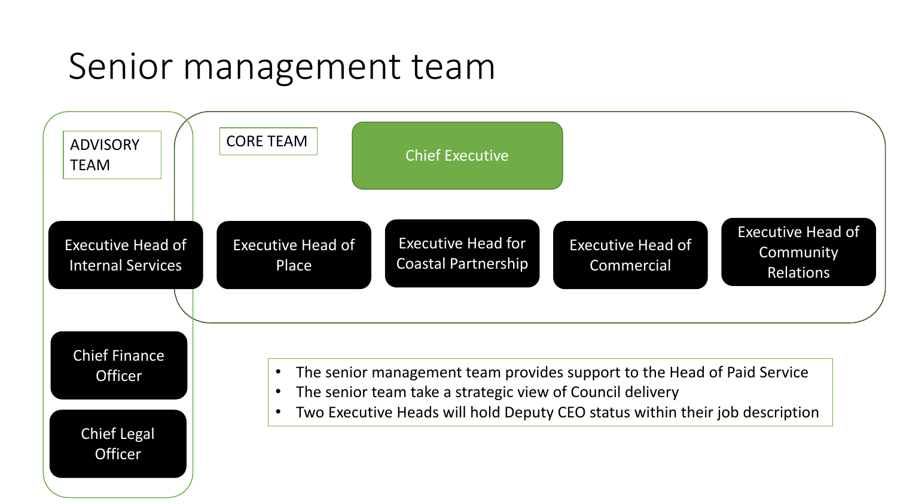# Senior management team

**ADVISORY TEAM**

**CORE TEAM**

Chief Executive

- Executive Head of Internal Services
- Executive Head of Place
- Executive Head for Coastal Partnership
- Executive Head of Commercial
- Executive Head of Community Relations

- Chief Finance Officer
- Chief Legal Officer

- The senior management team provides support to the Head of Paid Service
- The senior team take a strategic view of Council delivery
- Two Executive Heads will hold Deputy CEO status within their job description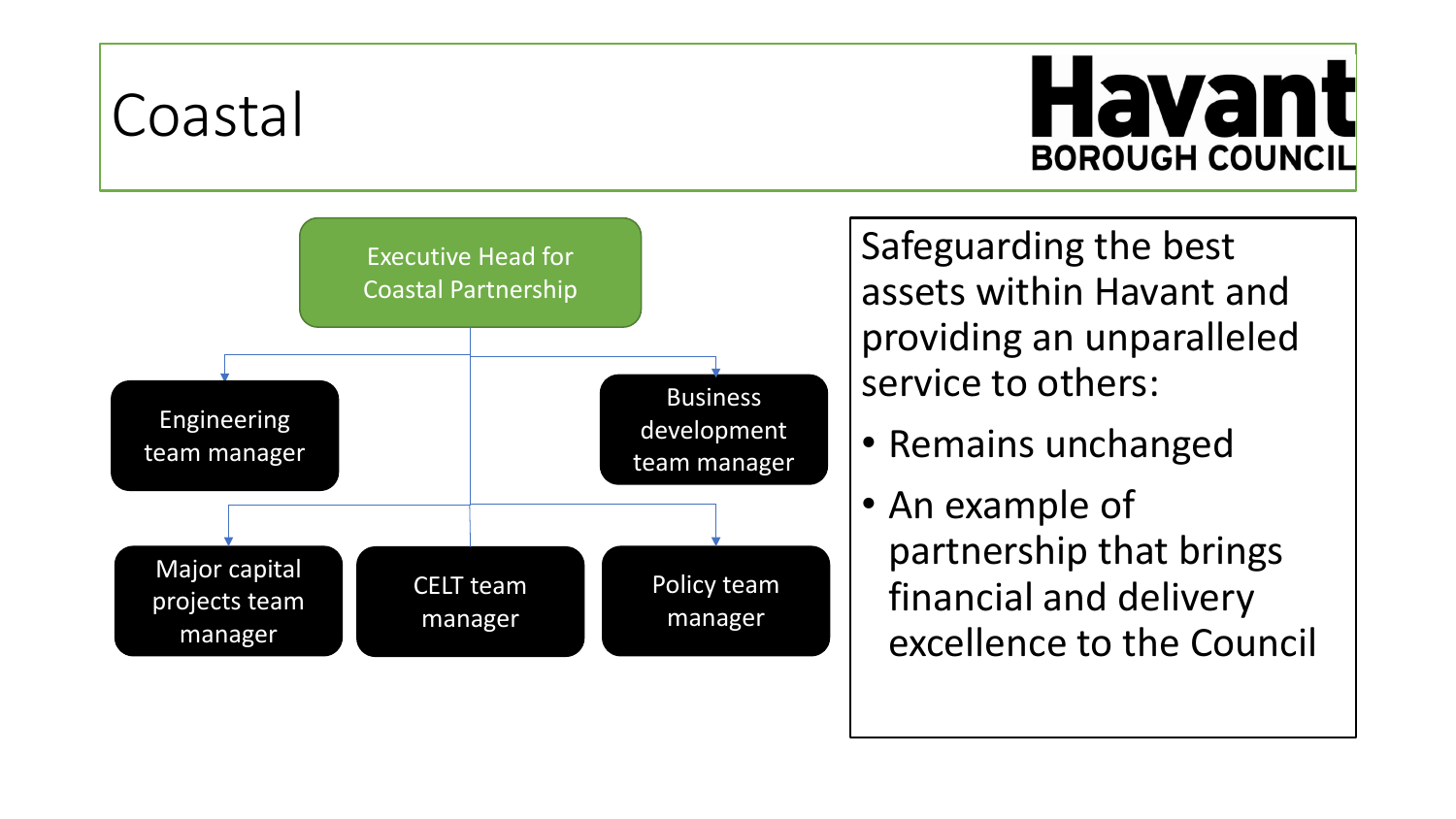# Coastal

**Havant BOROUGH COUNCIL**

- **Executive Head for Coastal Partnership**
  - Engineering team manager
  - Business development team manager
  - Major capital projects team manager
  - CELT team manager
  - Policy team manager

Safeguarding the best assets within Havant and providing an unparalleled service to others:

- Remains unchanged
- An example of partnership that brings financial and delivery excellence to the Council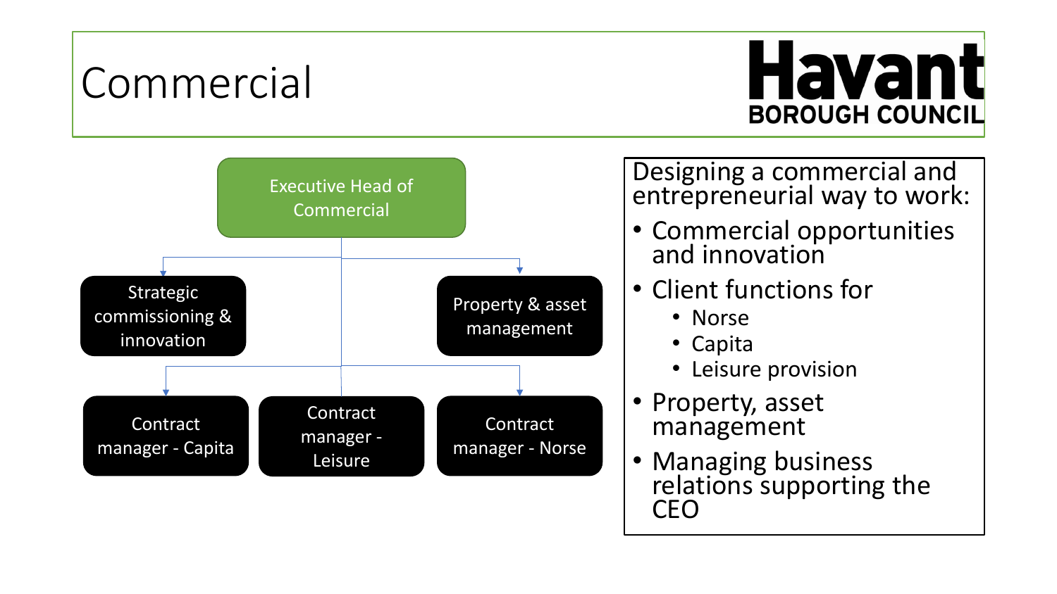# Commercial

**Havant**
BOROUGH COUNCIL

- Executive Head of Commercial
  - Strategic commissioning & innovation
  - Property & asset management
  - Contract manager - Capita
  - Contract manager - Leisure
  - Contract manager - Norse

Designing a commercial and entrepreneurial way to work:

- Commercial opportunities and innovation
- Client functions for
  - Norse
  - Capita
  - Leisure provision
- Property, asset management
- Managing business relations supporting the CEO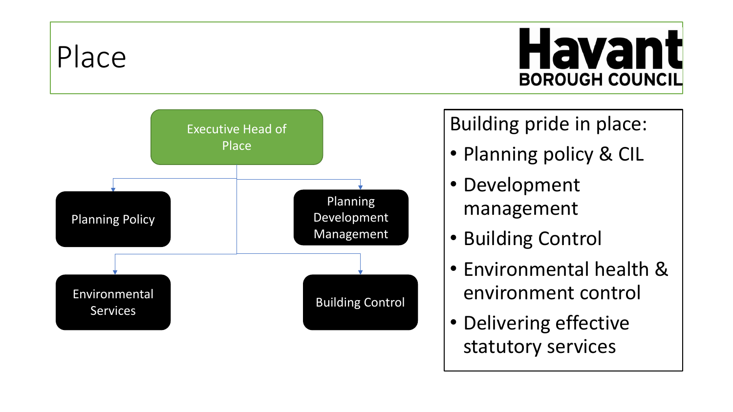# Place

Havant BOROUGH COUNCIL

- Executive Head of Place
  - Planning Policy
  - Planning Development Management
  - Environmental Services
  - Building Control

Building pride in place:

- Planning policy & CIL
- Development management
- Building Control
- Environmental health & environment control
- Delivering effective statutory services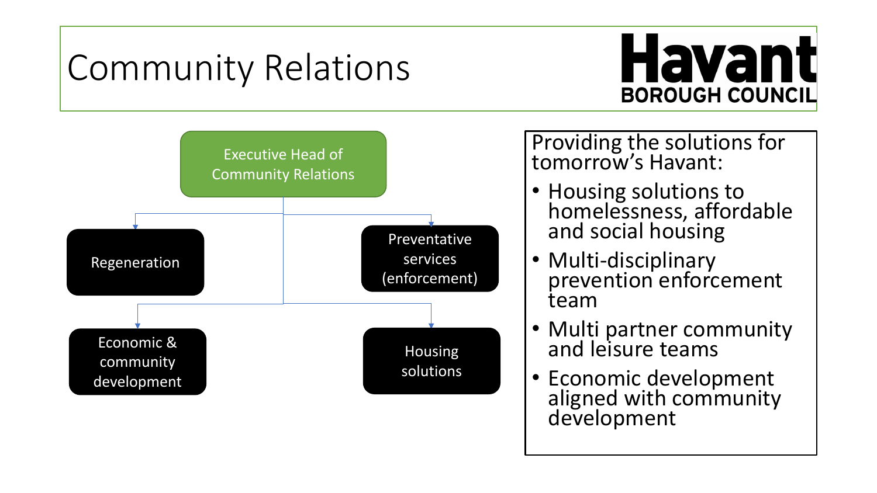# Community Relations

**Havant**
**BOROUGH COUNCIL**

- Executive Head of Community Relations
  - Regeneration
  - Preventative services (enforcement)
  - Economic & community development
  - Housing solutions

Providing the solutions for tomorrow's Havant:

- Housing solutions to homelessness, affordable and social housing
- Multi-disciplinary prevention enforcement team
- Multi partner community and leisure teams
- Economic development aligned with community development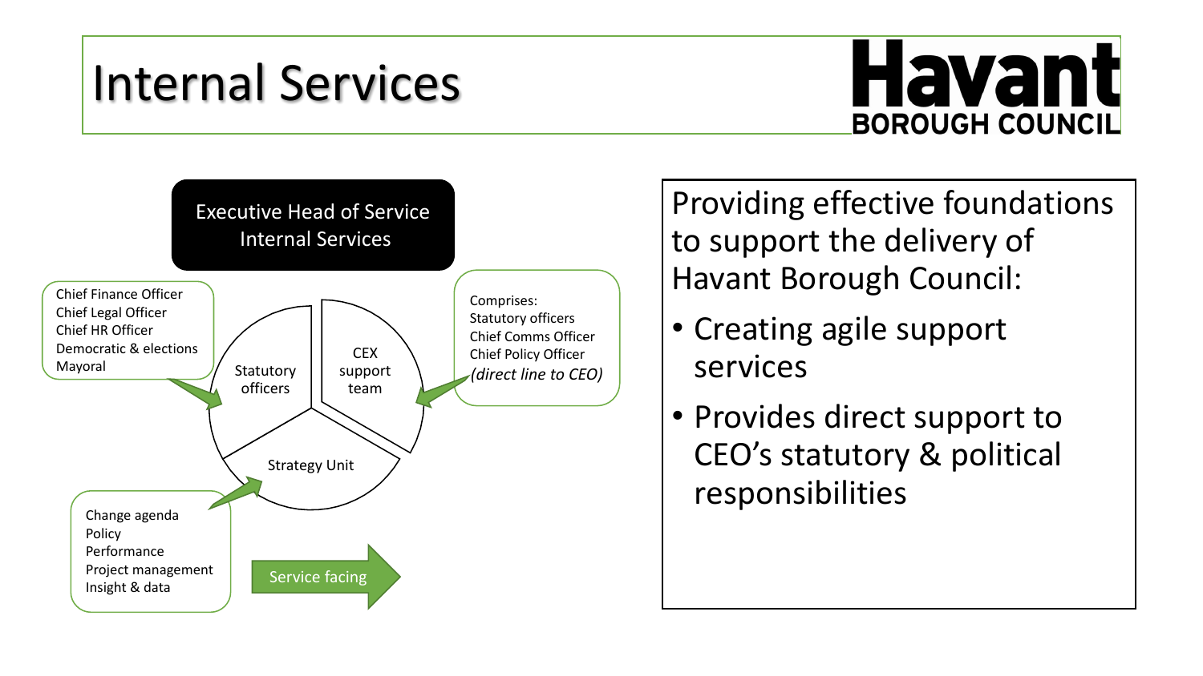# Internal Services

**Havant**
**BOROUGH COUNCIL**

Executive Head of Service
Internal Services

Chief Finance Officer
Chief Legal Officer
Chief HR Officer
Democratic & elections
Mayoral

Statutory officers

CEX support team

Comprises:
Statutory officers
Chief Comms Officer
Chief Policy Officer
*(direct line to CEO)*

Strategy Unit

Change agenda
Policy
Performance
Project management
Insight & data

Service facing

Providing effective foundations to support the delivery of Havant Borough Council:

- Creating agile support services
- Provides direct support to CEO's statutory & political responsibilities